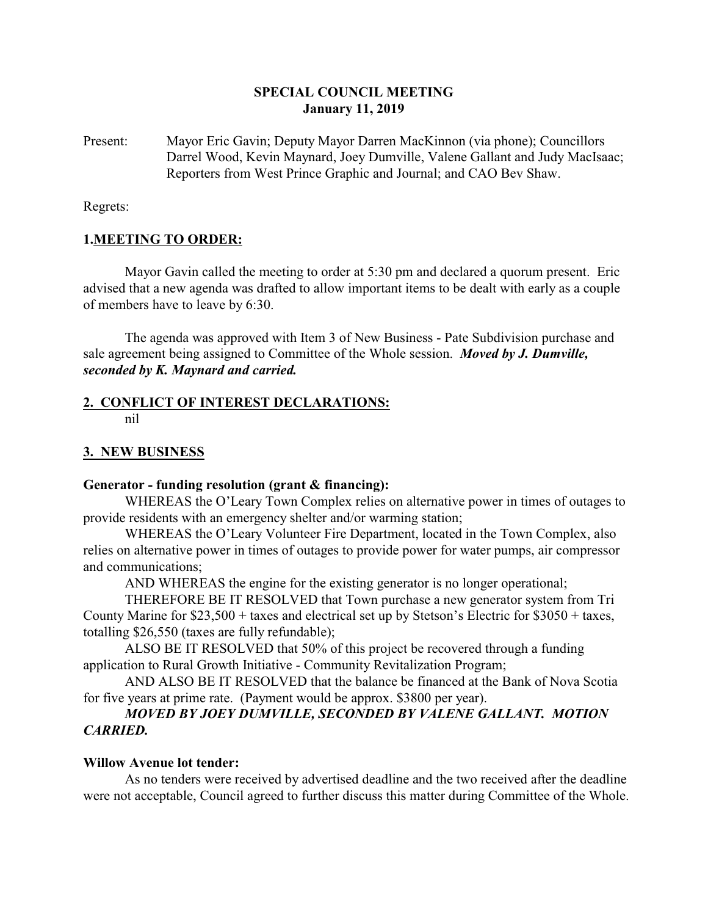**SPECIAL COUNCIL MEETING**
**January 11, 2019**

Present: Mayor Eric Gavin; Deputy Mayor Darren MacKinnon (via phone); Councillors Darrel Wood, Kevin Maynard, Joey Dumville, Valene Gallant and Judy MacIsaac; Reporters from West Prince Graphic and Journal; and CAO Bev Shaw.

Regrets:

## 1. MEETING TO ORDER:

Mayor Gavin called the meeting to order at 5:30 pm and declared a quorum present. Eric advised that a new agenda was drafted to allow important items to be dealt with early as a couple of members have to leave by 6:30.

The agenda was approved with Item 3 of New Business - Pate Subdivision purchase and sale agreement being assigned to Committee of the Whole session. ***Moved by J. Dumville, seconded by K. Maynard and carried.***

## 2. CONFLICT OF INTEREST DECLARATIONS:

nil

## 3. NEW BUSINESS

**Generator - funding resolution (grant & financing):**

WHEREAS the O'Leary Town Complex relies on alternative power in times of outages to provide residents with an emergency shelter and/or warming station;

WHEREAS the O'Leary Volunteer Fire Department, located in the Town Complex, also relies on alternative power in times of outages to provide power for water pumps, air compressor and communications;

AND WHEREAS the engine for the existing generator is no longer operational;

THEREFORE BE IT RESOLVED that Town purchase a new generator system from Tri County Marine for $23,500 + taxes and electrical set up by Stetson's Electric for $3050 + taxes, totalling $26,550 (taxes are fully refundable);

ALSO BE IT RESOLVED that 50% of this project be recovered through a funding application to Rural Growth Initiative - Community Revitalization Program;

AND ALSO BE IT RESOLVED that the balance be financed at the Bank of Nova Scotia for five years at prime rate. (Payment would be approx. $3800 per year).

***MOVED BY JOEY DUMVILLE, SECONDED BY VALENE GALLANT. MOTION CARRIED.***

**Willow Avenue lot tender:**

As no tenders were received by advertised deadline and the two received after the deadline were not acceptable, Council agreed to further discuss this matter during Committee of the Whole.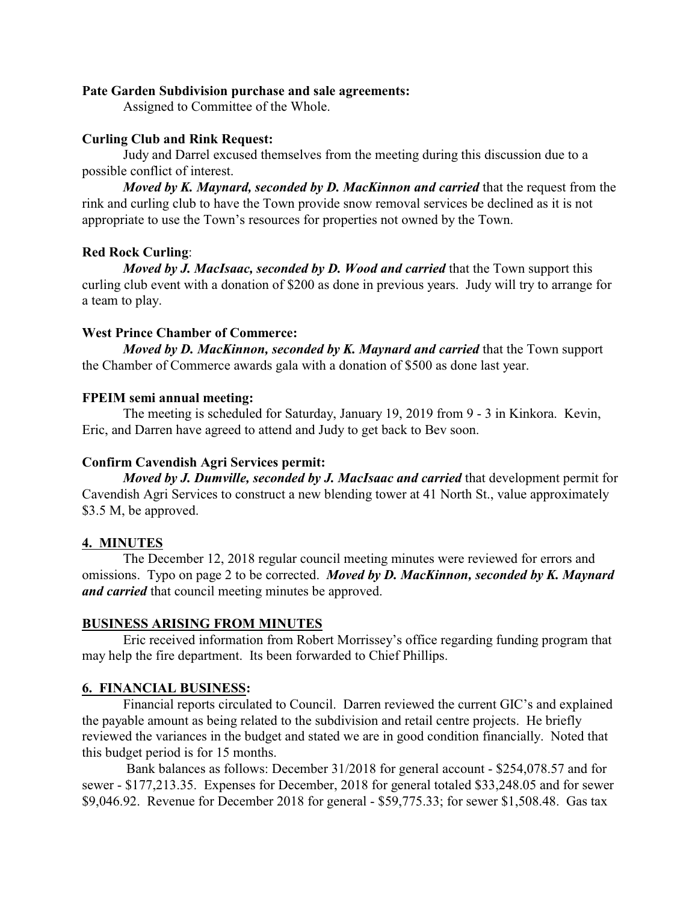**Pate Garden Subdivision purchase and sale agreements:**

Assigned to Committee of the Whole.

**Curling Club and Rink Request:**

Judy and Darrel excused themselves from the meeting during this discussion due to a possible conflict of interest.

***Moved by K. Maynard, seconded by D. MacKinnon and carried*** that the request from the rink and curling club to have the Town provide snow removal services be declined as it is not appropriate to use the Town's resources for properties not owned by the Town.

**Red Rock Curling**:

***Moved by J. MacIsaac, seconded by D. Wood and carried*** that the Town support this curling club event with a donation of $200 as done in previous years. Judy will try to arrange for a team to play.

**West Prince Chamber of Commerce:**

***Moved by D. MacKinnon, seconded by K. Maynard and carried*** that the Town support the Chamber of Commerce awards gala with a donation of $500 as done last year.

**FPEIM semi annual meeting:**

The meeting is scheduled for Saturday, January 19, 2019 from 9 - 3 in Kinkora. Kevin, Eric, and Darren have agreed to attend and Judy to get back to Bev soon.

**Confirm Cavendish Agri Services permit:**

***Moved by J. Dumville, seconded by J. MacIsaac and carried*** that development permit for Cavendish Agri Services to construct a new blending tower at 41 North St., value approximately $3.5 M, be approved.

**4. MINUTES**

The December 12, 2018 regular council meeting minutes were reviewed for errors and omissions. Typo on page 2 to be corrected. ***Moved by D. MacKinnon, seconded by K. Maynard and carried*** that council meeting minutes be approved.

**BUSINESS ARISING FROM MINUTES**

Eric received information from Robert Morrissey's office regarding funding program that may help the fire department. Its been forwarded to Chief Phillips.

**6. FINANCIAL BUSINESS:**

Financial reports circulated to Council. Darren reviewed the current GIC's and explained the payable amount as being related to the subdivision and retail centre projects. He briefly reviewed the variances in the budget and stated we are in good condition financially. Noted that this budget period is for 15 months.

Bank balances as follows: December 31/2018 for general account - $254,078.57 and for sewer - $177,213.35. Expenses for December, 2018 for general totaled $33,248.05 and for sewer $9,046.92. Revenue for December 2018 for general - $59,775.33; for sewer $1,508.48. Gas tax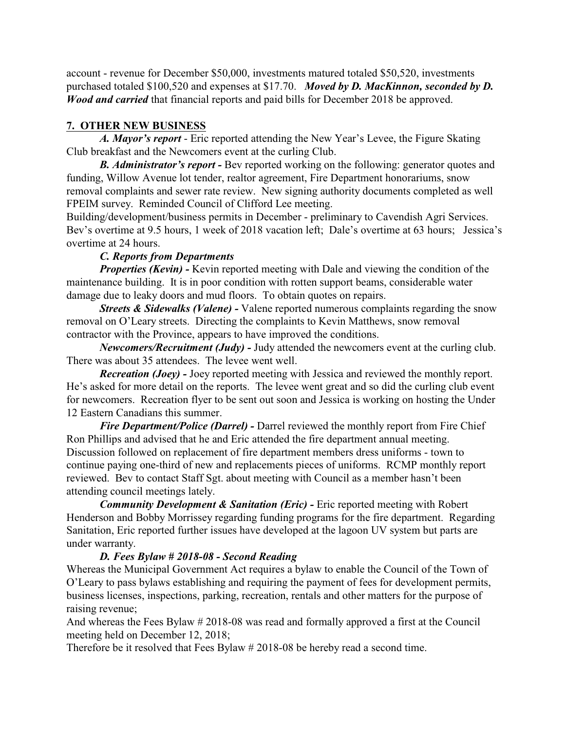account - revenue for December $50,000, investments matured totaled $50,520, investments purchased totaled $100,520 and expenses at $17.70. ***Moved by D. MacKinnon, seconded by D. Wood and carried*** that financial reports and paid bills for December 2018 be approved.

## 7. OTHER NEW BUSINESS

***A. Mayor's report*** - Eric reported attending the New Year's Levee, the Figure Skating Club breakfast and the Newcomers event at the curling Club.

***B. Administrator's report -*** Bev reported working on the following: generator quotes and funding, Willow Avenue lot tender, realtor agreement, Fire Department honorariums, snow removal complaints and sewer rate review. New signing authority documents completed as well FPEIM survey. Reminded Council of Clifford Lee meeting.

Building/development/business permits in December - preliminary to Cavendish Agri Services. Bev's overtime at 9.5 hours, 1 week of 2018 vacation left; Dale's overtime at 63 hours; Jessica's overtime at 24 hours.

***C. Reports from Departments***

***Properties (Kevin) -*** Kevin reported meeting with Dale and viewing the condition of the maintenance building. It is in poor condition with rotten support beams, considerable water damage due to leaky doors and mud floors. To obtain quotes on repairs.

***Streets & Sidewalks (Valene) -*** Valene reported numerous complaints regarding the snow removal on O'Leary streets. Directing the complaints to Kevin Matthews, snow removal contractor with the Province, appears to have improved the conditions.

***Newcomers/Recruitment (Judy) -*** Judy attended the newcomers event at the curling club. There was about 35 attendees. The levee went well.

***Recreation (Joey) -*** Joey reported meeting with Jessica and reviewed the monthly report. He's asked for more detail on the reports. The levee went great and so did the curling club event for newcomers. Recreation flyer to be sent out soon and Jessica is working on hosting the Under 12 Eastern Canadians this summer.

***Fire Department/Police (Darrel) -*** Darrel reviewed the monthly report from Fire Chief Ron Phillips and advised that he and Eric attended the fire department annual meeting. Discussion followed on replacement of fire department members dress uniforms - town to continue paying one-third of new and replacements pieces of uniforms. RCMP monthly report reviewed. Bev to contact Staff Sgt. about meeting with Council as a member hasn't been attending council meetings lately.

***Community Development & Sanitation (Eric) -*** Eric reported meeting with Robert Henderson and Bobby Morrissey regarding funding programs for the fire department. Regarding Sanitation, Eric reported further issues have developed at the lagoon UV system but parts are under warranty.

***D. Fees Bylaw # 2018-08 - Second Reading***

Whereas the Municipal Government Act requires a bylaw to enable the Council of the Town of O'Leary to pass bylaws establishing and requiring the payment of fees for development permits, business licenses, inspections, parking, recreation, rentals and other matters for the purpose of raising revenue;

And whereas the Fees Bylaw # 2018-08 was read and formally approved a first at the Council meeting held on December 12, 2018;

Therefore be it resolved that Fees Bylaw # 2018-08 be hereby read a second time.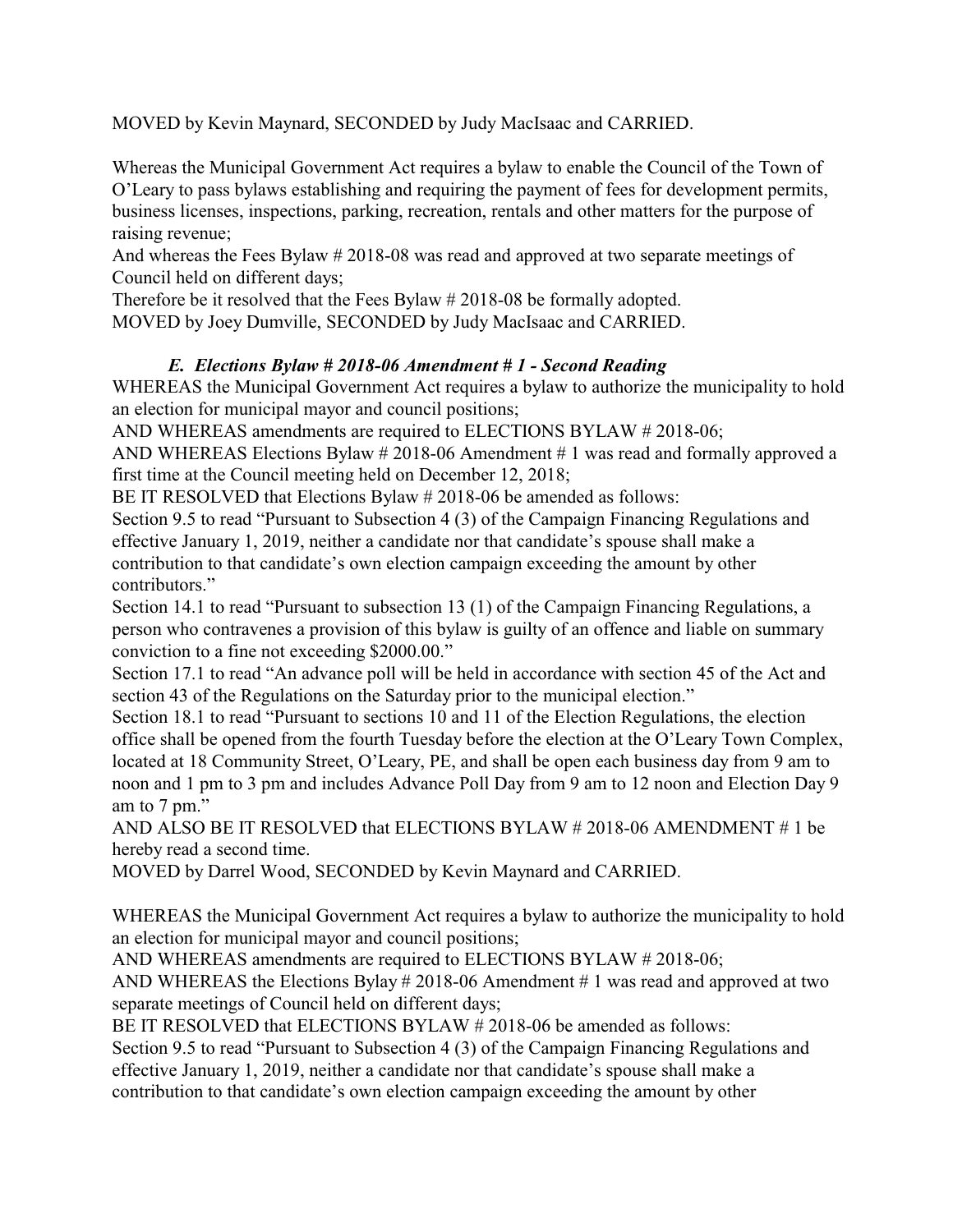MOVED by Kevin Maynard, SECONDED by Judy MacIsaac and CARRIED.

Whereas the Municipal Government Act requires a bylaw to enable the Council of the Town of O'Leary to pass bylaws establishing and requiring the payment of fees for development permits, business licenses, inspections, parking, recreation, rentals and other matters for the purpose of raising revenue;
And whereas the Fees Bylaw # 2018-08 was read and approved at two separate meetings of Council held on different days;
Therefore be it resolved that the Fees Bylaw # 2018-08 be formally adopted.
MOVED by Joey Dumville, SECONDED by Judy MacIsaac and CARRIED.

### *E. Elections Bylaw # 2018-06 Amendment # 1 - Second Reading*

WHEREAS the Municipal Government Act requires a bylaw to authorize the municipality to hold an election for municipal mayor and council positions;
AND WHEREAS amendments are required to ELECTIONS BYLAW # 2018-06;
AND WHEREAS Elections Bylaw # 2018-06 Amendment # 1 was read and formally approved a first time at the Council meeting held on December 12, 2018;
BE IT RESOLVED that Elections Bylaw # 2018-06 be amended as follows:
Section 9.5 to read "Pursuant to Subsection 4 (3) of the Campaign Financing Regulations and effective January 1, 2019, neither a candidate nor that candidate's spouse shall make a contribution to that candidate's own election campaign exceeding the amount by other contributors."
Section 14.1 to read "Pursuant to subsection 13 (1) of the Campaign Financing Regulations, a person who contravenes a provision of this bylaw is guilty of an offence and liable on summary conviction to a fine not exceeding $2000.00."
Section 17.1 to read "An advance poll will be held in accordance with section 45 of the Act and section 43 of the Regulations on the Saturday prior to the municipal election."
Section 18.1 to read "Pursuant to sections 10 and 11 of the Election Regulations, the election office shall be opened from the fourth Tuesday before the election at the O'Leary Town Complex, located at 18 Community Street, O'Leary, PE, and shall be open each business day from 9 am to noon and 1 pm to 3 pm and includes Advance Poll Day from 9 am to 12 noon and Election Day 9 am to 7 pm."
AND ALSO BE IT RESOLVED that ELECTIONS BYLAW # 2018-06 AMENDMENT # 1 be hereby read a second time.
MOVED by Darrel Wood, SECONDED by Kevin Maynard and CARRIED.

WHEREAS the Municipal Government Act requires a bylaw to authorize the municipality to hold an election for municipal mayor and council positions;
AND WHEREAS amendments are required to ELECTIONS BYLAW # 2018-06;
AND WHEREAS the Elections Bylay # 2018-06 Amendment # 1 was read and approved at two separate meetings of Council held on different days;
BE IT RESOLVED that ELECTIONS BYLAW # 2018-06 be amended as follows:
Section 9.5 to read "Pursuant to Subsection 4 (3) of the Campaign Financing Regulations and effective January 1, 2019, neither a candidate nor that candidate's spouse shall make a contribution to that candidate's own election campaign exceeding the amount by other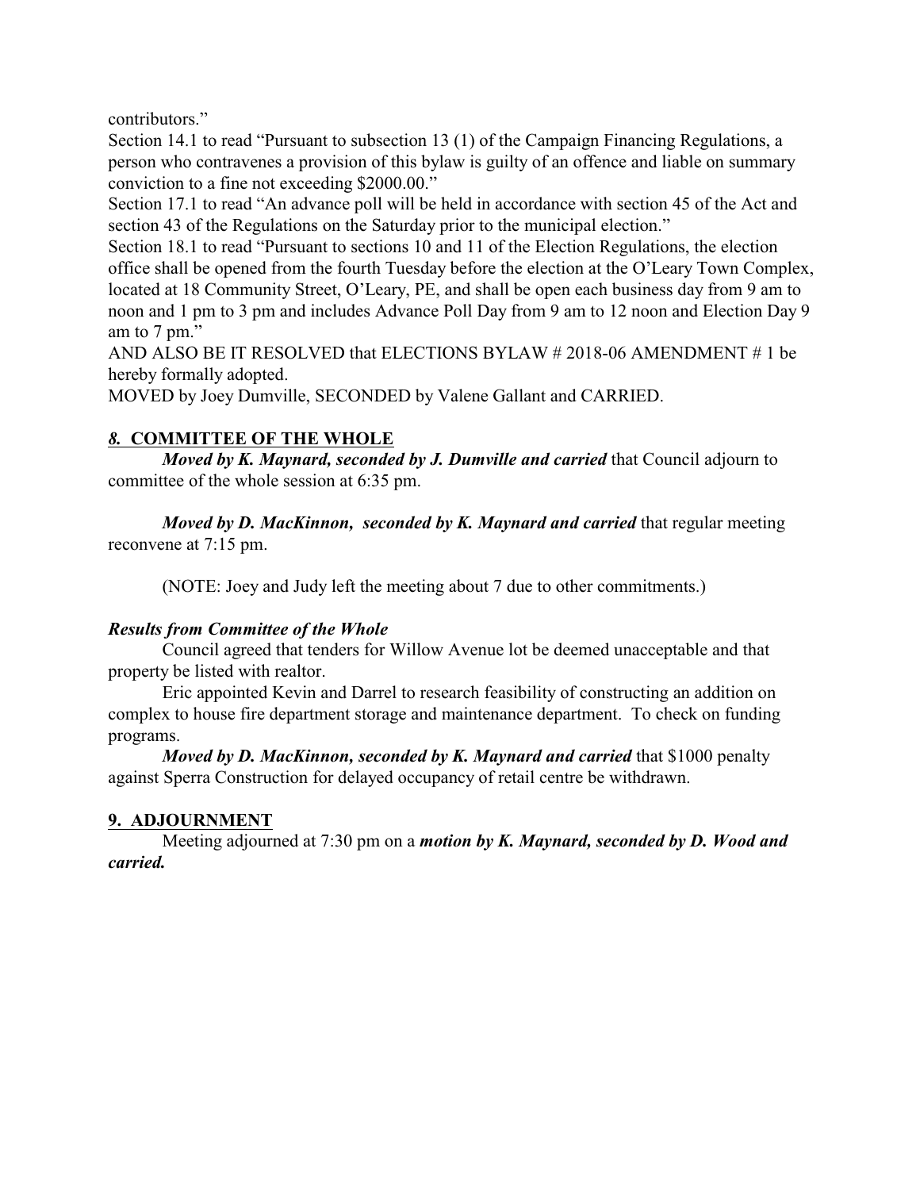contributors."

Section 14.1 to read "Pursuant to subsection 13 (1) of the Campaign Financing Regulations, a person who contravenes a provision of this bylaw is guilty of an offence and liable on summary conviction to a fine not exceeding $2000.00."

Section 17.1 to read "An advance poll will be held in accordance with section 45 of the Act and section 43 of the Regulations on the Saturday prior to the municipal election."

Section 18.1 to read "Pursuant to sections 10 and 11 of the Election Regulations, the election office shall be opened from the fourth Tuesday before the election at the O'Leary Town Complex, located at 18 Community Street, O'Leary, PE, and shall be open each business day from 9 am to noon and 1 pm to 3 pm and includes Advance Poll Day from 9 am to 12 noon and Election Day 9 am to 7 pm."

AND ALSO BE IT RESOLVED that ELECTIONS BYLAW # 2018-06 AMENDMENT # 1 be hereby formally adopted.

MOVED by Joey Dumville, SECONDED by Valene Gallant and CARRIED.

## *8.* COMMITTEE OF THE WHOLE

***Moved by K. Maynard, seconded by J. Dumville and carried*** that Council adjourn to committee of the whole session at 6:35 pm.

***Moved by D. MacKinnon, seconded by K. Maynard and carried*** that regular meeting reconvene at 7:15 pm.

(NOTE: Joey and Judy left the meeting about 7 due to other commitments.)

### *Results from Committee of the Whole*

Council agreed that tenders for Willow Avenue lot be deemed unacceptable and that property be listed with realtor.

Eric appointed Kevin and Darrel to research feasibility of constructing an addition on complex to house fire department storage and maintenance department. To check on funding programs.

***Moved by D. MacKinnon, seconded by K. Maynard and carried*** that $1000 penalty against Sperra Construction for delayed occupancy of retail centre be withdrawn.

## 9. ADJOURNMENT

Meeting adjourned at 7:30 pm on a ***motion by K. Maynard, seconded by D. Wood and carried.***